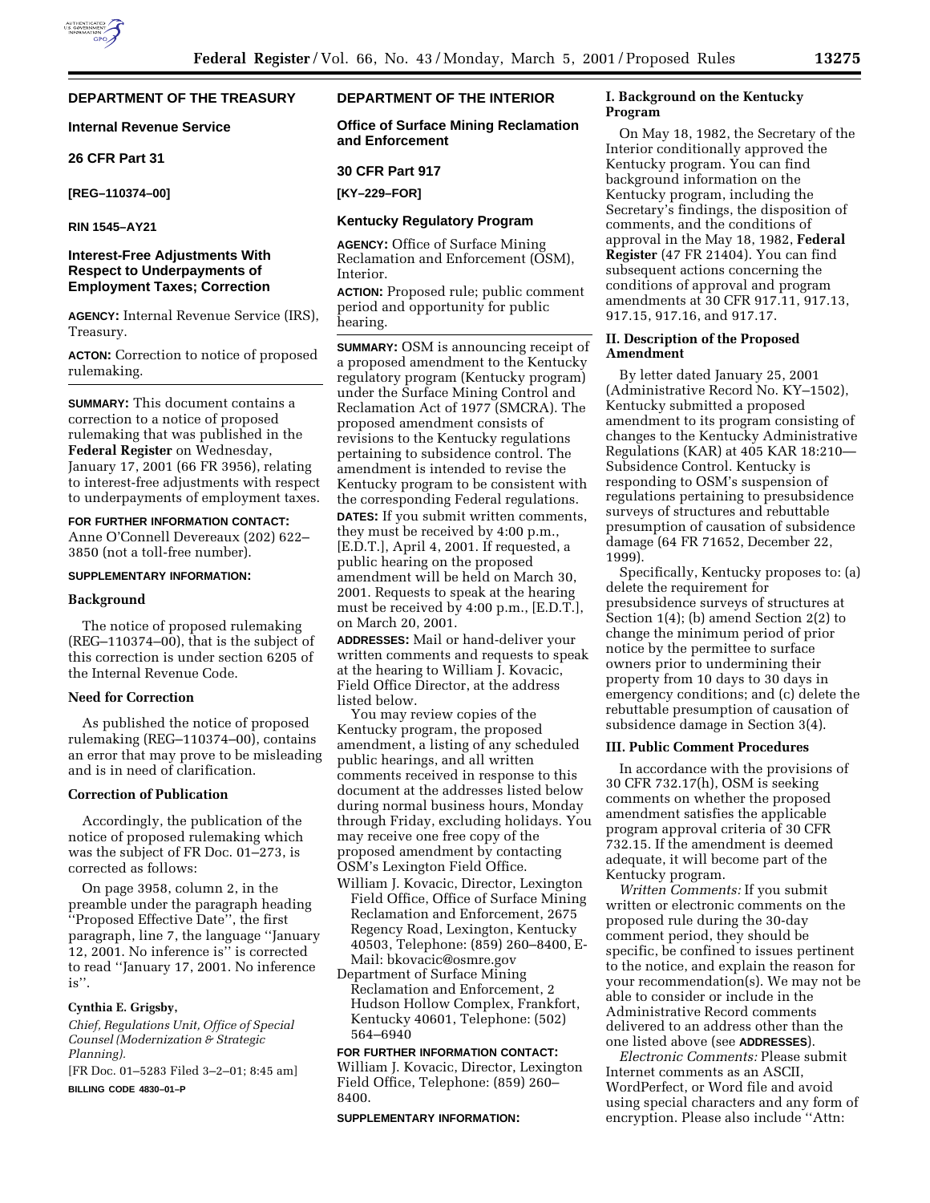## DEPARTMENT OF THE TREASURY

### Internal Revenue Service

### 26 CFR Part 31

**[REG–110374–00]**

**RIN 1545–AY21**

### Interest-Free Adjustments With Respect to Underpayments of Employment Taxes; Correction

**AGENCY:** Internal Revenue Service (IRS), Treasury.

**ACTON:** Correction to notice of proposed rulemaking.

**SUMMARY:** This document contains a correction to a notice of proposed rulemaking that was published in the **Federal Register** on Wednesday, January 17, 2001 (66 FR 3956), relating to interest-free adjustments with respect to underpayments of employment taxes.

**FOR FURTHER INFORMATION CONTACT:** Anne O'Connell Devereaux (202) 622–3850 (not a toll-free number).

**SUPPLEMENTARY INFORMATION:**

**Background**

The notice of proposed rulemaking (REG–110374–00), that is the subject of this correction is under section 6205 of the Internal Revenue Code.

**Need for Correction**

As published the notice of proposed rulemaking (REG–110374–00), contains an error that may prove to be misleading and is in need of clarification.

**Correction of Publication**

Accordingly, the publication of the notice of proposed rulemaking which was the subject of FR Doc. 01–273, is corrected as follows:

On page 3958, column 2, in the preamble under the paragraph heading ''Proposed Effective Date'', the first paragraph, line 7, the language ''January 12, 2001. No inference is'' is corrected to read ''January 17, 2001. No inference is''.

**Cynthia E. Grigsby,**

*Chief, Regulations Unit, Office of Special Counsel (Modernization & Strategic Planning).*

[FR Doc. 01–5283 Filed 3–2–01; 8:45 am]

**BILLING CODE 4830–01–P**

## DEPARTMENT OF THE INTERIOR

### Office of Surface Mining Reclamation and Enforcement

### 30 CFR Part 917

**[KY–229–FOR]**

### Kentucky Regulatory Program

**AGENCY:** Office of Surface Mining Reclamation and Enforcement (OSM), Interior.

**ACTION:** Proposed rule; public comment period and opportunity for public hearing.

**SUMMARY:** OSM is announcing receipt of a proposed amendment to the Kentucky regulatory program (Kentucky program) under the Surface Mining Control and Reclamation Act of 1977 (SMCRA). The proposed amendment consists of revisions to the Kentucky regulations pertaining to subsidence control. The amendment is intended to revise the Kentucky program to be consistent with the corresponding Federal regulations.

**DATES:** If you submit written comments, they must be received by 4:00 p.m., [E.D.T.], April 4, 2001. If requested, a public hearing on the proposed amendment will be held on March 30, 2001. Requests to speak at the hearing must be received by 4:00 p.m., [E.D.T.], on March 20, 2001.

**ADDRESSES:** Mail or hand-deliver your written comments and requests to speak at the hearing to William J. Kovacic, Field Office Director, at the address listed below.

You may review copies of the Kentucky program, the proposed amendment, a listing of any scheduled public hearings, and all written comments received in response to this document at the addresses listed below during normal business hours, Monday through Friday, excluding holidays. You may receive one free copy of the proposed amendment by contacting OSM's Lexington Field Office.

William J. Kovacic, Director, Lexington Field Office, Office of Surface Mining Reclamation and Enforcement, 2675 Regency Road, Lexington, Kentucky 40503, Telephone: (859) 260–8400, E-Mail: bkovacic@osmre.gov

Department of Surface Mining Reclamation and Enforcement, 2 Hudson Hollow Complex, Frankfort, Kentucky 40601, Telephone: (502) 564–6940

**FOR FURTHER INFORMATION CONTACT:** William J. Kovacic, Director, Lexington Field Office, Telephone: (859) 260–8400.

**SUPPLEMENTARY INFORMATION:**

**I. Background on the Kentucky Program**

On May 18, 1982, the Secretary of the Interior conditionally approved the Kentucky program. You can find background information on the Kentucky program, including the Secretary's findings, the disposition of comments, and the conditions of approval in the May 18, 1982, **Federal Register** (47 FR 21404). You can find subsequent actions concerning the conditions of approval and program amendments at 30 CFR 917.11, 917.13, 917.15, 917.16, and 917.17.

**II. Description of the Proposed Amendment**

By letter dated January 25, 2001 (Administrative Record No. KY–1502), Kentucky submitted a proposed amendment to its program consisting of changes to the Kentucky Administrative Regulations (KAR) at 405 KAR 18:210—Subsidence Control. Kentucky is responding to OSM's suspension of regulations pertaining to presubsidence surveys of structures and rebuttable presumption of causation of subsidence damage (64 FR 71652, December 22, 1999).

Specifically, Kentucky proposes to: (a) delete the requirement for presubsidence surveys of structures at Section 1(4); (b) amend Section 2(2) to change the minimum period of prior notice by the permittee to surface owners prior to undermining their property from 10 days to 30 days in emergency conditions; and (c) delete the rebuttable presumption of causation of subsidence damage in Section 3(4).

**III. Public Comment Procedures**

In accordance with the provisions of 30 CFR 732.17(h), OSM is seeking comments on whether the proposed amendment satisfies the applicable program approval criteria of 30 CFR 732.15. If the amendment is deemed adequate, it will become part of the Kentucky program.

*Written Comments:* If you submit written or electronic comments on the proposed rule during the 30-day comment period, they should be specific, be confined to issues pertinent to the notice, and explain the reason for your recommendation(s). We may not be able to consider or include in the Administrative Record comments delivered to an address other than the one listed above (see **ADDRESSES**).

*Electronic Comments:* Please submit Internet comments as an ASCII, WordPerfect, or Word file and avoid using special characters and any form of encryption. Please also include ''Attn: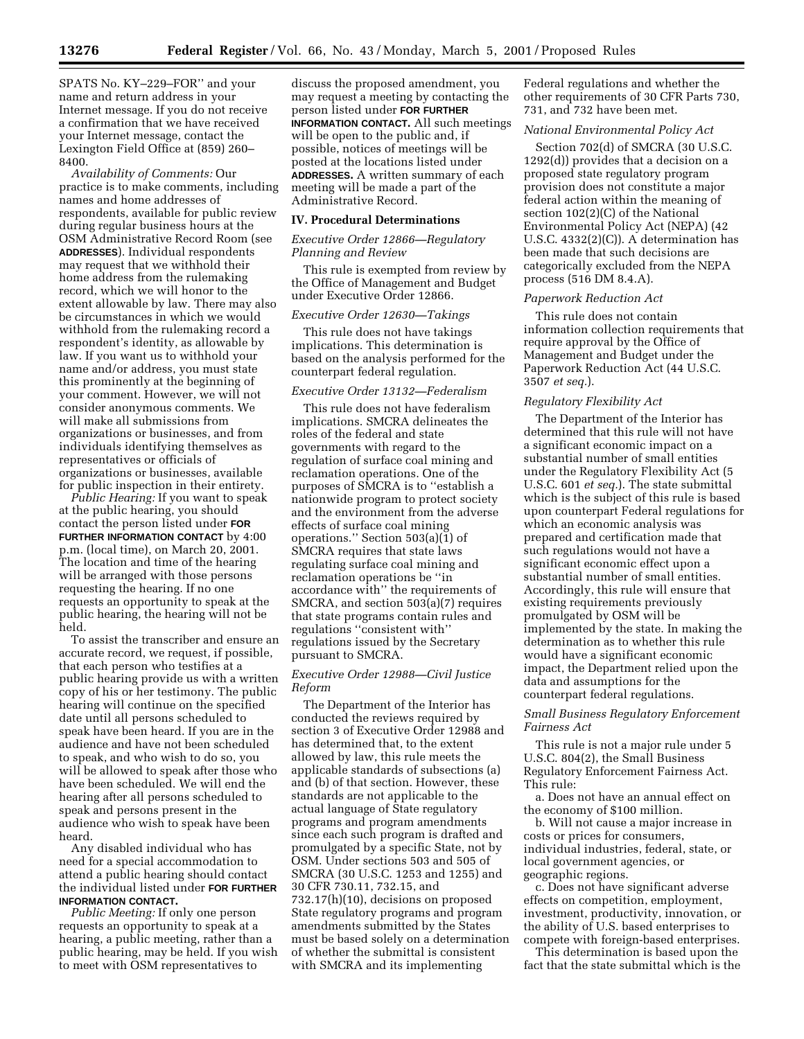SPATS No. KY–229–FOR'' and your name and return address in your Internet message. If you do not receive a confirmation that we have received your Internet message, contact the Lexington Field Office at (859) 260–8400.

*Availability of Comments:* Our practice is to make comments, including names and home addresses of respondents, available for public review during regular business hours at the OSM Administrative Record Room (see **ADDRESSES**). Individual respondents may request that we withhold their home address from the rulemaking record, which we will honor to the extent allowable by law. There may also be circumstances in which we would withhold from the rulemaking record a respondent's identity, as allowable by law. If you want us to withhold your name and/or address, you must state this prominently at the beginning of your comment. However, we will not consider anonymous comments. We will make all submissions from organizations or businesses, and from individuals identifying themselves as representatives or officials of organizations or businesses, available for public inspection in their entirety.

*Public Hearing:* If you want to speak at the public hearing, you should contact the person listed under **FOR FURTHER INFORMATION CONTACT** by 4:00 p.m. (local time), on March 20, 2001. The location and time of the hearing will be arranged with those persons requesting the hearing. If no one requests an opportunity to speak at the public hearing, the hearing will not be held.

To assist the transcriber and ensure an accurate record, we request, if possible, that each person who testifies at a public hearing provide us with a written copy of his or her testimony. The public hearing will continue on the specified date until all persons scheduled to speak have been heard. If you are in the audience and have not been scheduled to speak, and who wish to do so, you will be allowed to speak after those who have been scheduled. We will end the hearing after all persons scheduled to speak and persons present in the audience who wish to speak have been heard.

Any disabled individual who has need for a special accommodation to attend a public hearing should contact the individual listed under **FOR FURTHER INFORMATION CONTACT.**

*Public Meeting:* If only one person requests an opportunity to speak at a hearing, a public meeting, rather than a public hearing, may be held. If you wish to meet with OSM representatives to discuss the proposed amendment, you may request a meeting by contacting the person listed under **FOR FURTHER INFORMATION CONTACT.** All such meetings will be open to the public and, if possible, notices of meetings will be posted at the locations listed under **ADDRESSES.** A written summary of each meeting will be made a part of the Administrative Record.

## IV. Procedural Determinations

### *Executive Order 12866—Regulatory Planning and Review*

This rule is exempted from review by the Office of Management and Budget under Executive Order 12866.

### *Executive Order 12630—Takings*

This rule does not have takings implications. This determination is based on the analysis performed for the counterpart federal regulation.

### *Executive Order 13132—Federalism*

This rule does not have federalism implications. SMCRA delineates the roles of the federal and state governments with regard to the regulation of surface coal mining and reclamation operations. One of the purposes of SMCRA is to ''establish a nationwide program to protect society and the environment from the adverse effects of surface coal mining operations.'' Section 503(a)(1) of SMCRA requires that state laws regulating surface coal mining and reclamation operations be ''in accordance with'' the requirements of SMCRA, and section 503(a)(7) requires that state programs contain rules and regulations ''consistent with'' regulations issued by the Secretary pursuant to SMCRA.

### *Executive Order 12988—Civil Justice Reform*

The Department of the Interior has conducted the reviews required by section 3 of Executive Order 12988 and has determined that, to the extent allowed by law, this rule meets the applicable standards of subsections (a) and (b) of that section. However, these standards are not applicable to the actual language of State regulatory programs and program amendments since each such program is drafted and promulgated by a specific State, not by OSM. Under sections 503 and 505 of SMCRA (30 U.S.C. 1253 and 1255) and 30 CFR 730.11, 732.15, and 732.17(h)(10), decisions on proposed State regulatory programs and program amendments submitted by the States must be based solely on a determination of whether the submittal is consistent with SMCRA and its implementing Federal regulations and whether the other requirements of 30 CFR Parts 730, 731, and 732 have been met.

### *National Environmental Policy Act*

Section 702(d) of SMCRA (30 U.S.C. 1292(d)) provides that a decision on a proposed state regulatory program provision does not constitute a major federal action within the meaning of section 102(2)(C) of the National Environmental Policy Act (NEPA) (42 U.S.C. 4332(2)(C)). A determination has been made that such decisions are categorically excluded from the NEPA process (516 DM 8.4.A).

### *Paperwork Reduction Act*

This rule does not contain information collection requirements that require approval by the Office of Management and Budget under the Paperwork Reduction Act (44 U.S.C. 3507 *et seq.*).

### *Regulatory Flexibility Act*

The Department of the Interior has determined that this rule will not have a significant economic impact on a substantial number of small entities under the Regulatory Flexibility Act (5 U.S.C. 601 *et seq.*). The state submittal which is the subject of this rule is based upon counterpart Federal regulations for which an economic analysis was prepared and certification made that such regulations would not have a significant economic effect upon a substantial number of small entities. Accordingly, this rule will ensure that existing requirements previously promulgated by OSM will be implemented by the state. In making the determination as to whether this rule would have a significant economic impact, the Department relied upon the data and assumptions for the counterpart federal regulations.

### *Small Business Regulatory Enforcement Fairness Act*

This rule is not a major rule under 5 U.S.C. 804(2), the Small Business Regulatory Enforcement Fairness Act. This rule:

a. Does not have an annual effect on the economy of $100 million.

b. Will not cause a major increase in costs or prices for consumers, individual industries, federal, state, or local government agencies, or geographic regions.

c. Does not have significant adverse effects on competition, employment, investment, productivity, innovation, or the ability of U.S. based enterprises to compete with foreign-based enterprises.

This determination is based upon the fact that the state submittal which is the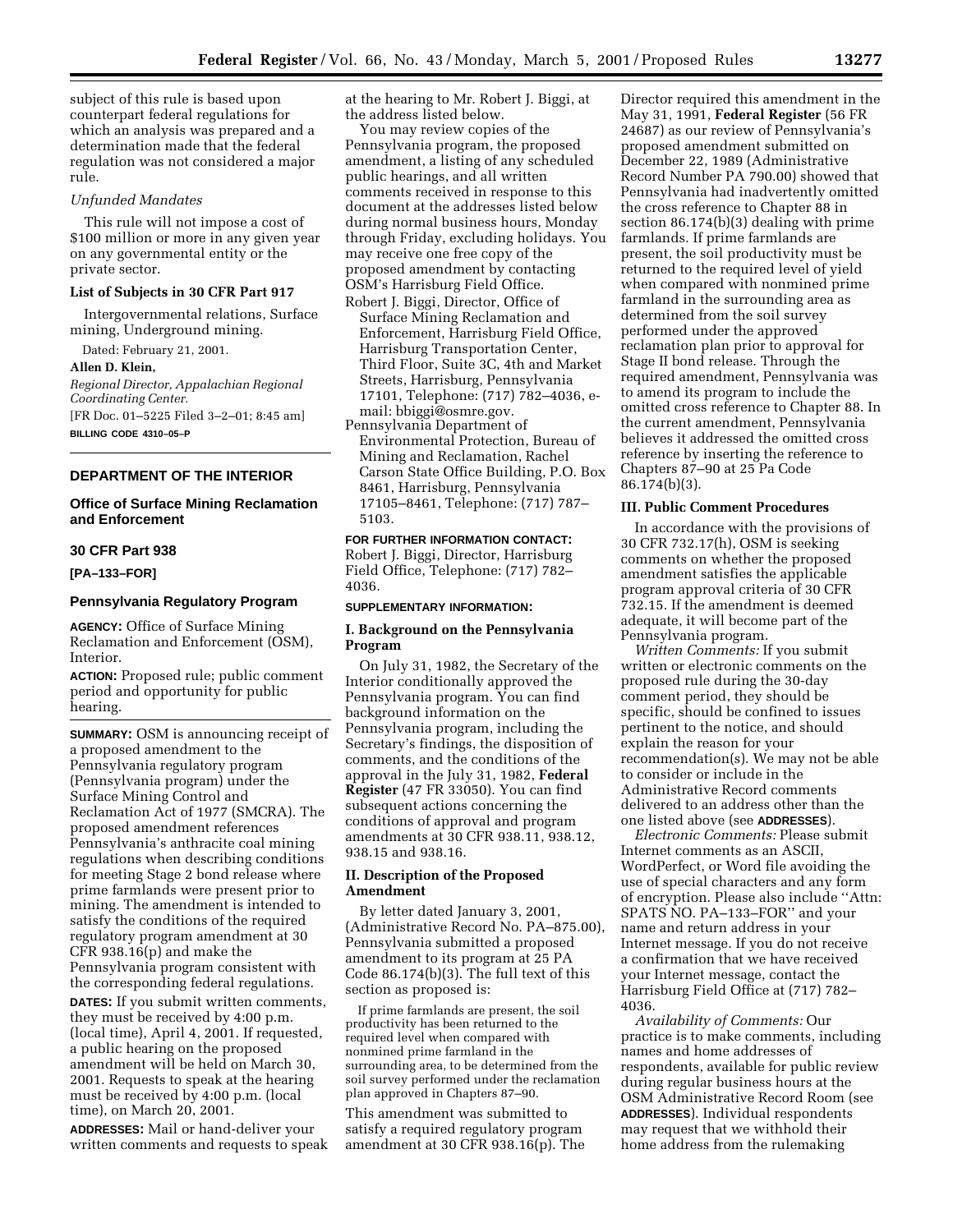subject of this rule is based upon counterpart federal regulations for which an analysis was prepared and a determination made that the federal regulation was not considered a major rule.

*Unfunded Mandates*

This rule will not impose a cost of $100 million or more in any given year on any governmental entity or the private sector.

**List of Subjects in 30 CFR Part 917**

Intergovernmental relations, Surface mining, Underground mining.

Dated: February 21, 2001.

**Allen D. Klein,**

*Regional Director, Appalachian Regional Coordinating Center.*

[FR Doc. 01–5225 Filed 3–2–01; 8:45 am]

**BILLING CODE 4310–05–P**

---

## DEPARTMENT OF THE INTERIOR

### Office of Surface Mining Reclamation and Enforcement

### 30 CFR Part 938

**[PA–133–FOR]**

### Pennsylvania Regulatory Program

**AGENCY:** Office of Surface Mining Reclamation and Enforcement (OSM), Interior.

**ACTION:** Proposed rule; public comment period and opportunity for public hearing.

**SUMMARY:** OSM is announcing receipt of a proposed amendment to the Pennsylvania regulatory program (Pennsylvania program) under the Surface Mining Control and Reclamation Act of 1977 (SMCRA). The proposed amendment references Pennsylvania's anthracite coal mining regulations when describing conditions for meeting Stage 2 bond release where prime farmlands were present prior to mining. The amendment is intended to satisfy the conditions of the required regulatory program amendment at 30 CFR 938.16(p) and make the Pennsylvania program consistent with the corresponding federal regulations.

**DATES:** If you submit written comments, they must be received by 4:00 p.m. (local time), April 4, 2001. If requested, a public hearing on the proposed amendment will be held on March 30, 2001. Requests to speak at the hearing must be received by 4:00 p.m. (local time), on March 20, 2001.

**ADDRESSES:** Mail or hand-deliver your written comments and requests to speak at the hearing to Mr. Robert J. Biggi, at the address listed below.

You may review copies of the Pennsylvania program, the proposed amendment, a listing of any scheduled public hearings, and all written comments received in response to this document at the addresses listed below during normal business hours, Monday through Friday, excluding holidays. You may receive one free copy of the proposed amendment by contacting OSM's Harrisburg Field Office.

Robert J. Biggi, Director, Office of Surface Mining Reclamation and Enforcement, Harrisburg Field Office, Harrisburg Transportation Center, Third Floor, Suite 3C, 4th and Market Streets, Harrisburg, Pennsylvania 17101, Telephone: (717) 782–4036, e-mail: bbiggi@osmre.gov.

Pennsylvania Department of Environmental Protection, Bureau of Mining and Reclamation, Rachel Carson State Office Building, P.O. Box 8461, Harrisburg, Pennsylvania 17105–8461, Telephone: (717) 787–5103.

**FOR FURTHER INFORMATION CONTACT:** Robert J. Biggi, Director, Harrisburg Field Office, Telephone: (717) 782–4036.

**SUPPLEMENTARY INFORMATION:**

**I. Background on the Pennsylvania Program**

On July 31, 1982, the Secretary of the Interior conditionally approved the Pennsylvania program. You can find background information on the Pennsylvania program, including the Secretary's findings, the disposition of comments, and the conditions of the approval in the July 31, 1982, **Federal Register** (47 FR 33050). You can find subsequent actions concerning the conditions of approval and program amendments at 30 CFR 938.11, 938.12, 938.15 and 938.16.

**II. Description of the Proposed Amendment**

By letter dated January 3, 2001, (Administrative Record No. PA–875.00), Pennsylvania submitted a proposed amendment to its program at 25 PA Code 86.174(b)(3). The full text of this section as proposed is:

> If prime farmlands are present, the soil productivity has been returned to the required level when compared with nonmined prime farmland in the surrounding area, to be determined from the soil survey performed under the reclamation plan approved in Chapters 87–90.

This amendment was submitted to satisfy a required regulatory program amendment at 30 CFR 938.16(p). The Director required this amendment in the May 31, 1991, **Federal Register** (56 FR 24687) as our review of Pennsylvania's proposed amendment submitted on December 22, 1989 (Administrative Record Number PA 790.00) showed that Pennsylvania had inadvertently omitted the cross reference to Chapter 88 in section 86.174(b)(3) dealing with prime farmlands. If prime farmlands are present, the soil productivity must be returned to the required level of yield when compared with nonmined prime farmland in the surrounding area as determined from the soil survey performed under the approved reclamation plan prior to approval for Stage II bond release. Through the required amendment, Pennsylvania was to amend its program to include the omitted cross reference to Chapter 88. In the current amendment, Pennsylvania believes it addressed the omitted cross reference by inserting the reference to Chapters 87–90 at 25 Pa Code 86.174(b)(3).

**III. Public Comment Procedures**

In accordance with the provisions of 30 CFR 732.17(h), OSM is seeking comments on whether the proposed amendment satisfies the applicable program approval criteria of 30 CFR 732.15. If the amendment is deemed adequate, it will become part of the Pennsylvania program.

*Written Comments:* If you submit written or electronic comments on the proposed rule during the 30-day comment period, they should be specific, should be confined to issues pertinent to the notice, and should explain the reason for your recommendation(s). We may not be able to consider or include in the Administrative Record comments delivered to an address other than the one listed above (see **ADDRESSES**).

*Electronic Comments:* Please submit Internet comments as an ASCII, WordPerfect, or Word file avoiding the use of special characters and any form of encryption. Please also include ''Attn: SPATS NO. PA–133–FOR'' and your name and return address in your Internet message. If you do not receive a confirmation that we have received your Internet message, contact the Harrisburg Field Office at (717) 782–4036.

*Availability of Comments:* Our practice is to make comments, including names and home addresses of respondents, available for public review during regular business hours at the OSM Administrative Record Room (see **ADDRESSES**). Individual respondents may request that we withhold their home address from the rulemaking